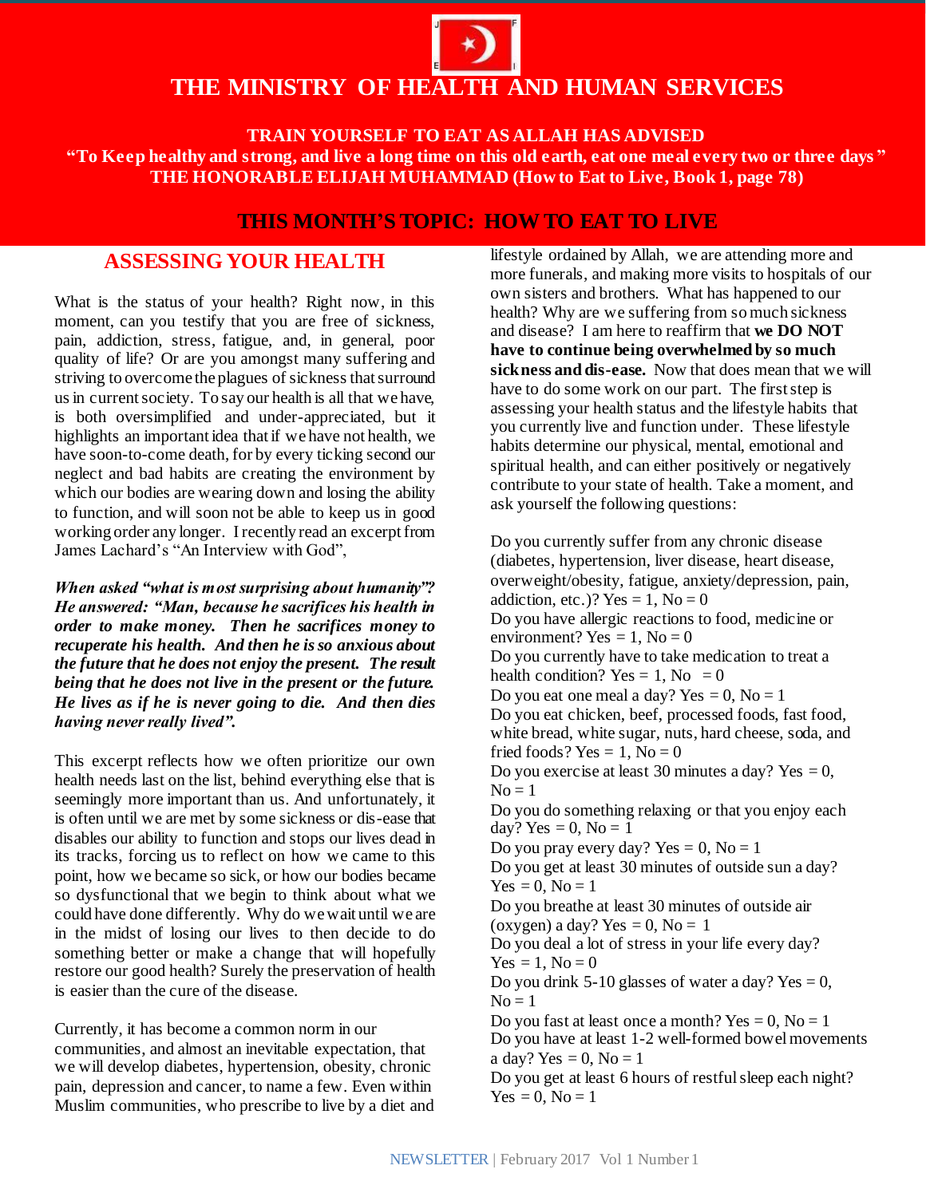# THE MINISTRY OF HEALTH AND HUMAN SERVICES

**TRAIN YOURSELF TO EAT AS ALLAH HAS ADVISED**
**"To Keep healthy and strong, and live a long time on this old earth, eat one meal every two or three days"**
**THE HONORABLE ELIJAH MUHAMMAD (How to Eat to Live, Book 1, page 78)**

## THIS MONTH'S TOPIC: HOW TO EAT TO LIVE

## ASSESSING YOUR HEALTH

What is the status of your health? Right now, in this moment, can you testify that you are free of sickness, pain, addiction, stress, fatigue, and, in general, poor quality of life? Or are you amongst many suffering and striving to overcome the plagues of sickness that surround us in current society. To say our health is all that we have, is both oversimplified and under-appreciated, but it highlights an important idea that if we have not health, we have soon-to-come death, for by every ticking second our neglect and bad habits are creating the environment by which our bodies are wearing down and losing the ability to function, and will soon not be able to keep us in good working order any longer. I recently read an excerpt from James Lachard's "An Interview with God",

***When asked "what is most surprising about humanity"? He answered: "Man, because he sacrifices his health in order to make money. Then he sacrifices money to recuperate his health. And then he is so anxious about the future that he does not enjoy the present. The result being that he does not live in the present or the future. He lives as if he is never going to die. And then dies having never really lived".***

This excerpt reflects how we often prioritize our own health needs last on the list, behind everything else that is seemingly more important than us. And unfortunately, it is often until we are met by some sickness or dis-ease that disables our ability to function and stops our lives dead in its tracks, forcing us to reflect on how we came to this point, how we became so sick, or how our bodies became so dysfunctional that we begin to think about what we could have done differently. Why do we wait until we are in the midst of losing our lives to then decide to do something better or make a change that will hopefully restore our good health? Surely the preservation of health is easier than the cure of the disease.

Currently, it has become a common norm in our communities, and almost an inevitable expectation, that we will develop diabetes, hypertension, obesity, chronic pain, depression and cancer, to name a few. Even within Muslim communities, who prescribe to live by a diet and lifestyle ordained by Allah, we are attending more and more funerals, and making more visits to hospitals of our own sisters and brothers. What has happened to our health? Why are we suffering from so much sickness and disease? I am here to reaffirm that **we DO NOT have to continue being overwhelmed by so much sickness and dis-ease.** Now that does mean that we will have to do some work on our part. The first step is assessing your health status and the lifestyle habits that you currently live and function under. These lifestyle habits determine our physical, mental, emotional and spiritual health, and can either positively or negatively contribute to your state of health. Take a moment, and ask yourself the following questions:

Do you currently suffer from any chronic disease (diabetes, hypertension, liver disease, heart disease, overweight/obesity, fatigue, anxiety/depression, pain, addiction, etc.)? Yes = 1, No = 0
Do you have allergic reactions to food, medicine or environment? Yes = 1, No = 0
Do you currently have to take medication to treat a health condition? Yes = 1, No = 0
Do you eat one meal a day? Yes = 0, No = 1
Do you eat chicken, beef, processed foods, fast food, white bread, white sugar, nuts, hard cheese, soda, and fried foods? Yes = 1, No = 0
Do you exercise at least 30 minutes a day? Yes = 0, No = 1
Do you do something relaxing or that you enjoy each day? Yes = 0, No = 1
Do you pray every day? Yes = 0, No = 1
Do you get at least 30 minutes of outside sun a day? Yes = 0, No = 1
Do you breathe at least 30 minutes of outside air (oxygen) a day? Yes = 0, No = 1
Do you deal a lot of stress in your life every day? Yes = 1, No = 0
Do you drink 5-10 glasses of water a day? Yes = 0, No = 1
Do you fast at least once a month? Yes = 0, No = 1
Do you have at least 1-2 well-formed bowel movements a day? Yes = 0, No = 1
Do you get at least 6 hours of restful sleep each night? Yes = 0, No = 1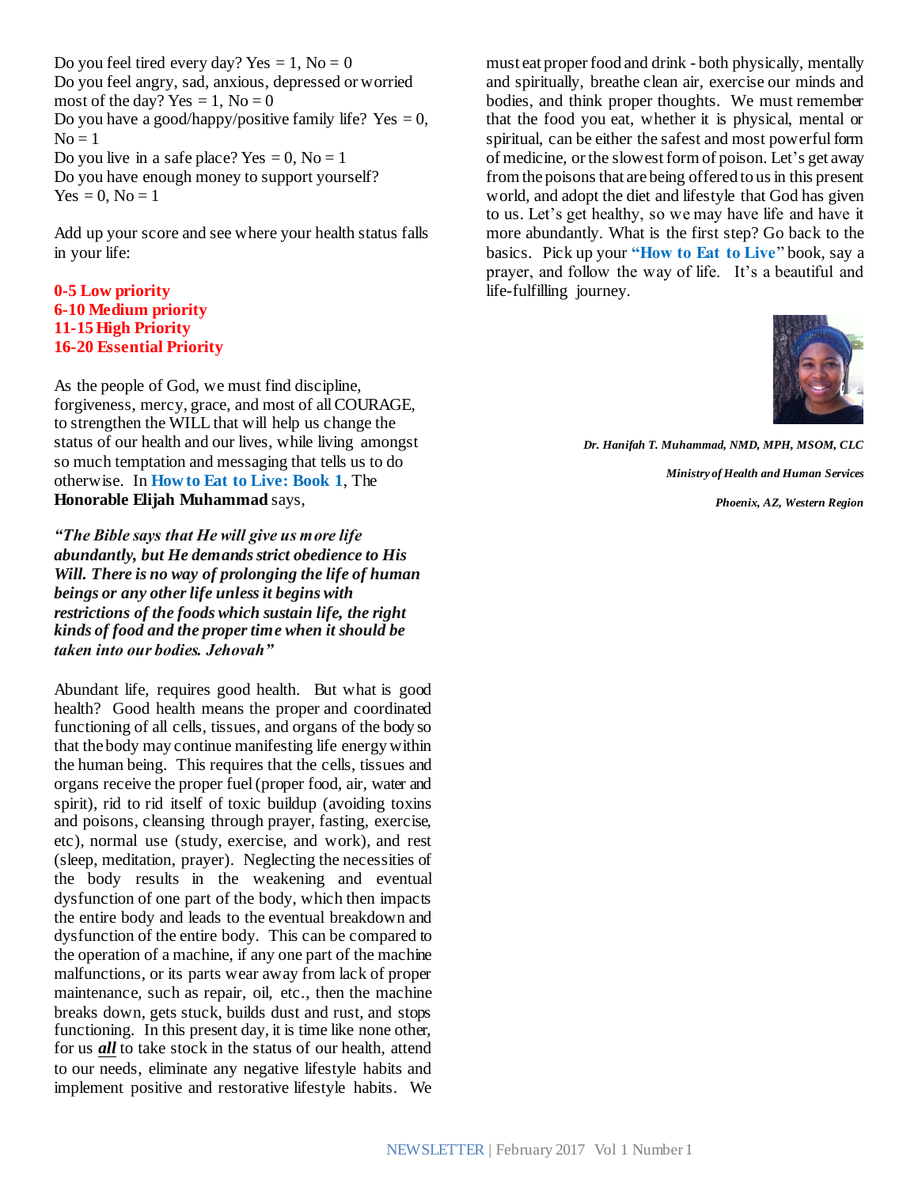Do you feel tired every day? Yes = 1, No = 0
Do you feel angry, sad, anxious, depressed or worried most of the day? Yes = 1, No = 0
Do you have a good/happy/positive family life? Yes = 0, No = 1
Do you live in a safe place? Yes = 0, No = 1
Do you have enough money to support yourself? Yes = 0, No = 1

Add up your score and see where your health status falls in your life:

**0-5 Low priority**
**6-10 Medium priority**
**11-15 High Priority**
**16-20 Essential Priority**

As the people of God, we must find discipline, forgiveness, mercy, grace, and most of all COURAGE, to strengthen the WILL that will help us change the status of our health and our lives, while living amongst so much temptation and messaging that tells us to do otherwise. In **How to Eat to Live: Book 1**, The **Honorable Elijah Muhammad** says,

***"The Bible says that He will give us more life abundantly, but He demands strict obedience to His Will. There is no way of prolonging the life of human beings or any other life unless it begins with restrictions of the foods which sustain life, the right kinds of food and the proper time when it should be taken into our bodies. Jehovah"***

Abundant life, requires good health. But what is good health? Good health means the proper and coordinated functioning of all cells, tissues, and organs of the body so that the body may continue manifesting life energy within the human being. This requires that the cells, tissues and organs receive the proper fuel (proper food, air, water and spirit), rid to rid itself of toxic buildup (avoiding toxins and poisons, cleansing through prayer, fasting, exercise, etc), normal use (study, exercise, and work), and rest (sleep, meditation, prayer). Neglecting the necessities of the body results in the weakening and eventual dysfunction of one part of the body, which then impacts the entire body and leads to the eventual breakdown and dysfunction of the entire body. This can be compared to the operation of a machine, if any one part of the machine malfunctions, or its parts wear away from lack of proper maintenance, such as repair, oil, etc., then the machine breaks down, gets stuck, builds dust and rust, and stops functioning. In this present day, it is time like none other, for us ***all*** to take stock in the status of our health, attend to our needs, eliminate any negative lifestyle habits and implement positive and restorative lifestyle habits. We must eat proper food and drink - both physically, mentally and spiritually, breathe clean air, exercise our minds and bodies, and think proper thoughts. We must remember that the food you eat, whether it is physical, mental or spiritual, can be either the safest and most powerful form of medicine, or the slowest form of poison. Let's get away from the poisons that are being offered to us in this present world, and adopt the diet and lifestyle that God has given to us. Let's get healthy, so we may have life and have it more abundantly. What is the first step? Go back to the basics. Pick up your **"How to Eat to Live"** book, say a prayer, and follow the way of life. It's a beautiful and life-fulfilling journey.

***Dr. Hanifah T. Muhammad, NMD, MPH, MSOM, CLC***

***Ministry of Health and Human Services***

***Phoenix, AZ, Western Region***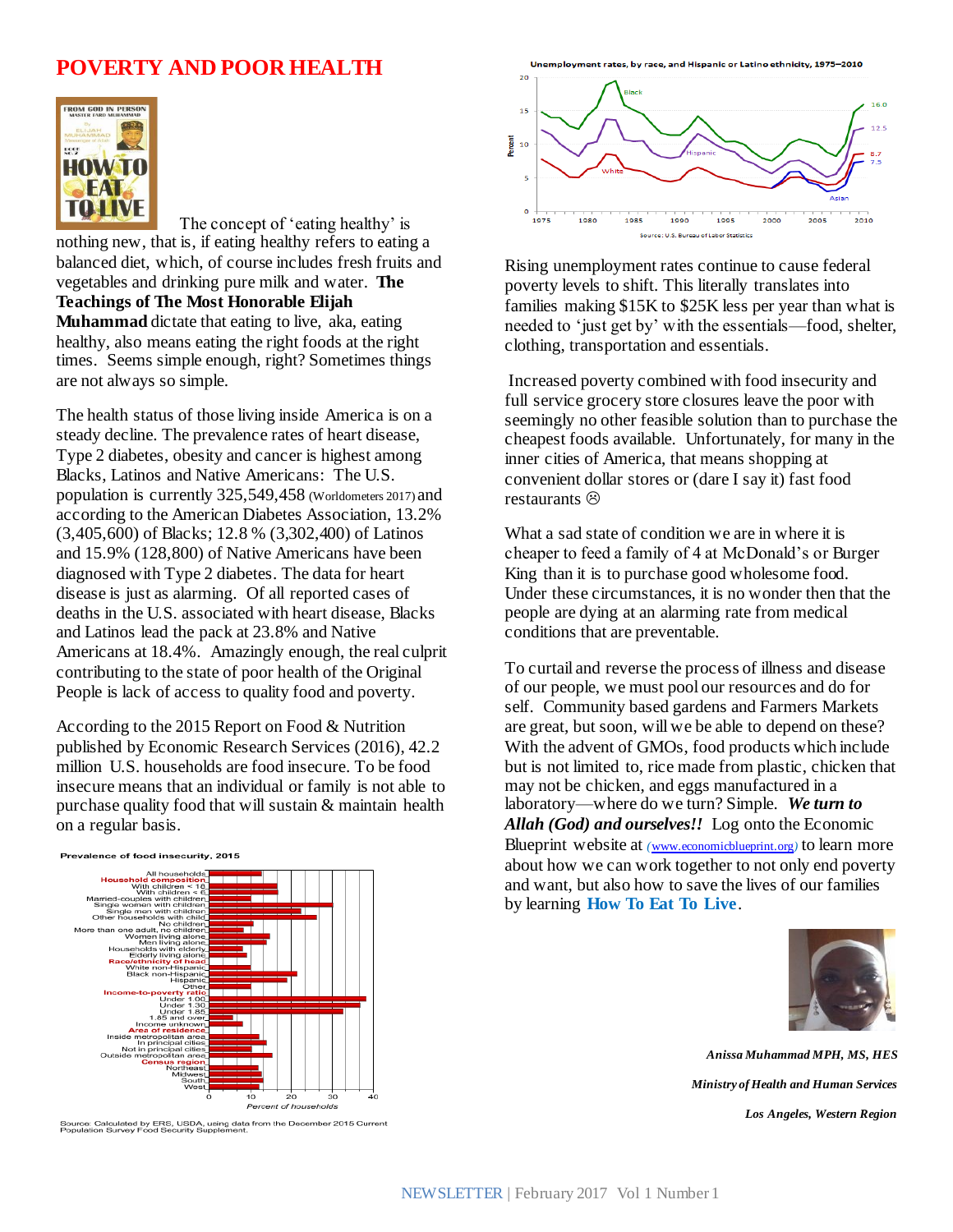# POVERTY AND POOR HEALTH

The concept of 'eating healthy' is nothing new, that is, if eating healthy refers to eating a balanced diet, which, of course includes fresh fruits and vegetables and drinking pure milk and water. **The Teachings of The Most Honorable Elijah Muhammad** dictate that eating to live, aka, eating healthy, also means eating the right foods at the right times. Seems simple enough, right? Sometimes things are not always so simple.

The health status of those living inside America is on a steady decline. The prevalence rates of heart disease, Type 2 diabetes, obesity and cancer is highest among Blacks, Latinos and Native Americans: The U.S. population is currently 325,549,458 (Worldometers 2017) and according to the American Diabetes Association, 13.2% (3,405,600) of Blacks; 12.8 % (3,302,400) of Latinos and 15.9% (128,800) of Native Americans have been diagnosed with Type 2 diabetes. The data for heart disease is just as alarming. Of all reported cases of deaths in the U.S. associated with heart disease, Blacks and Latinos lead the pack at 23.8% and Native Americans at 18.4%. Amazingly enough, the real culprit contributing to the state of poor health of the Original People is lack of access to quality food and poverty.

According to the 2015 Report on Food & Nutrition published by Economic Research Services (2016), 42.2 million U.S. households are food insecure. To be food insecure means that an individual or family is not able to purchase quality food that will sustain & maintain health on a regular basis.

**Prevalence of food insecurity, 2015**

Source: Calculated by ERS, USDA, using data from the December 2015 Current Population Survey Food Security Supplement.

**Unemployment rates, by race, and Hispanic or Latino ethnicity, 1975–2010**

Source: U.S. Bureau of Labor Statistics

Rising unemployment rates continue to cause federal poverty levels to shift. This literally translates into families making $15K to $25K less per year than what is needed to 'just get by' with the essentials—food, shelter, clothing, transportation and essentials.

Increased poverty combined with food insecurity and full service grocery store closures leave the poor with seemingly no other feasible solution than to purchase the cheapest foods available. Unfortunately, for many in the inner cities of America, that means shopping at convenient dollar stores or (dare I say it) fast food restaurants ☹

What a sad state of condition we are in where it is cheaper to feed a family of 4 at McDonald's or Burger King than it is to purchase good wholesome food. Under these circumstances, it is no wonder then that the people are dying at an alarming rate from medical conditions that are preventable.

To curtail and reverse the process of illness and disease of our people, we must pool our resources and do for self. Community based gardens and Farmers Markets are great, but soon, will we be able to depend on these? With the advent of GMOs, food products which include but is not limited to, rice made from plastic, chicken that may not be chicken, and eggs manufactured in a laboratory—where do we turn? Simple. ***We turn to Allah (God) and ourselves!!*** Log onto the Economic Blueprint website at (www.economicblueprint.org) to learn more about how we can work together to not only end poverty and want, but also how to save the lives of our families by learning **How To Eat To Live**.

*Anissa Muhammad MPH, MS, HES*

*Ministry of Health and Human Services*

*Los Angeles, Western Region*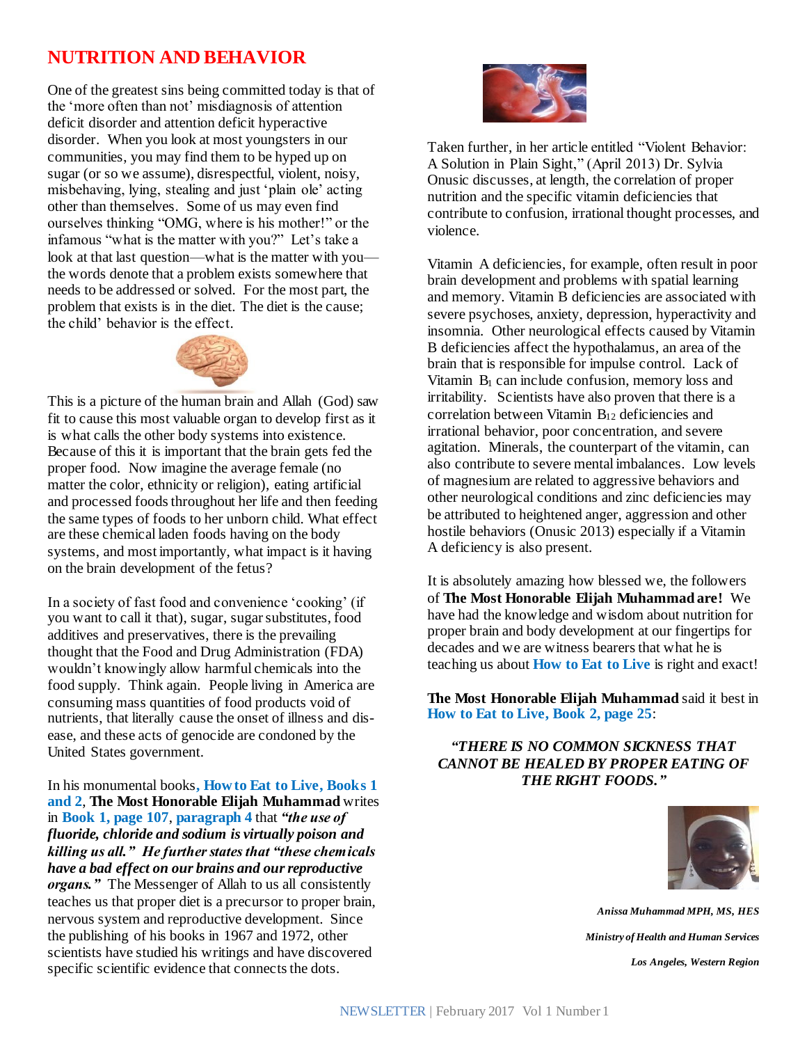# NUTRITION AND BEHAVIOR

One of the greatest sins being committed today is that of the 'more often than not' misdiagnosis of attention deficit disorder and attention deficit hyperactive disorder. When you look at most youngsters in our communities, you may find them to be hyped up on sugar (or so we assume), disrespectful, violent, noisy, misbehaving, lying, stealing and just 'plain ole' acting other than themselves. Some of us may even find ourselves thinking "OMG, where is his mother!" or the infamous "what is the matter with you?" Let's take a look at that last question—what is the matter with you—the words denote that a problem exists somewhere that needs to be addressed or solved. For the most part, the problem that exists is in the diet. The diet is the cause; the child' behavior is the effect.

This is a picture of the human brain and Allah (God) saw fit to cause this most valuable organ to develop first as it is what calls the other body systems into existence. Because of this it is important that the brain gets fed the proper food. Now imagine the average female (no matter the color, ethnicity or religion), eating artificial and processed foods throughout her life and then feeding the same types of foods to her unborn child. What effect are these chemical laden foods having on the body systems, and most importantly, what impact is it having on the brain development of the fetus?

In a society of fast food and convenience 'cooking' (if you want to call it that), sugar, sugar substitutes, food additives and preservatives, there is the prevailing thought that the Food and Drug Administration (FDA) wouldn't knowingly allow harmful chemicals into the food supply. Think again. People living in America are consuming mass quantities of food products void of nutrients, that literally cause the onset of illness and dis-ease, and these acts of genocide are condoned by the United States government.

In his monumental books**, How to Eat to Live, Books 1 and 2**, **The Most Honorable Elijah Muhammad** writes in **Book 1, page 107**, **paragraph 4** that ***"the use of fluoride, chloride and sodium is virtually poison and killing us all." He further states that "these chemicals have a bad effect on our brains and our reproductive organs."*** The Messenger of Allah to us all consistently teaches us that proper diet is a precursor to proper brain, nervous system and reproductive development. Since the publishing of his books in 1967 and 1972, other scientists have studied his writings and have discovered specific scientific evidence that connects the dots.

Taken further, in her article entitled "Violent Behavior: A Solution in Plain Sight," (April 2013) Dr. Sylvia Onusic discusses, at length, the correlation of proper nutrition and the specific vitamin deficiencies that contribute to confusion, irrational thought processes, and violence.

Vitamin A deficiencies, for example, often result in poor brain development and problems with spatial learning and memory. Vitamin B deficiencies are associated with severe psychoses, anxiety, depression, hyperactivity and insomnia. Other neurological effects caused by Vitamin B deficiencies affect the hypothalamus, an area of the brain that is responsible for impulse control. Lack of Vitamin $B_1$ can include confusion, memory loss and irritability. Scientists have also proven that there is a correlation between Vitamin $B_{12}$ deficiencies and irrational behavior, poor concentration, and severe agitation. Minerals, the counterpart of the vitamin, can also contribute to severe mental imbalances. Low levels of magnesium are related to aggressive behaviors and other neurological conditions and zinc deficiencies may be attributed to heightened anger, aggression and other hostile behaviors (Onusic 2013) especially if a Vitamin A deficiency is also present.

It is absolutely amazing how blessed we, the followers of **The Most Honorable Elijah Muhammad are!** We have had the knowledge and wisdom about nutrition for proper brain and body development at our fingertips for decades and we are witness bearers that what he is teaching us about **How to Eat to Live** is right and exact!

**The Most Honorable Elijah Muhammad** said it best in **How to Eat to Live, Book 2, page 25**:

***"THERE IS NO COMMON SICKNESS THAT CANNOT BE HEALED BY PROPER EATING OF THE RIGHT FOODS."***

***Anissa Muhammad MPH, MS, HES***

***Ministry of Health and Human Services***

***Los Angeles, Western Region***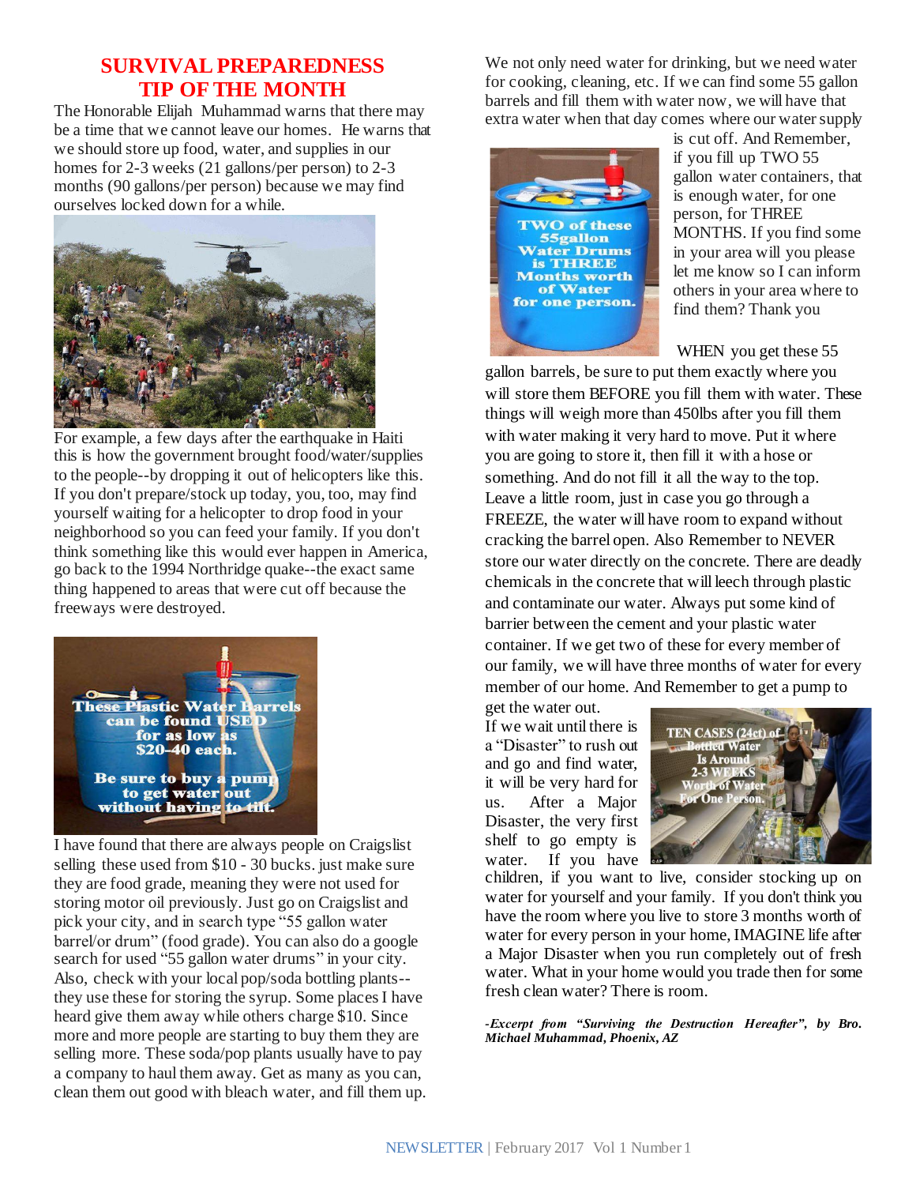# SURVIVAL PREPAREDNESS TIP OF THE MONTH

The Honorable Elijah Muhammad warns that there may be a time that we cannot leave our homes. He warns that we should store up food, water, and supplies in our homes for 2-3 weeks (21 gallons/per person) to 2-3 months (90 gallons/per person) because we may find ourselves locked down for a while.

For example, a few days after the earthquake in Haiti this is how the government brought food/water/supplies to the people--by dropping it out of helicopters like this. If you don't prepare/stock up today, you, too, may find yourself waiting for a helicopter to drop food in your neighborhood so you can feed your family. If you don't think something like this would ever happen in America, go back to the 1994 Northridge quake--the exact same thing happened to areas that were cut off because the freeways were destroyed.

These Plastic Water Barrels can be found USED for as low as $20-40 each.

Be sure to buy a pump to get water out without having to tilt.

I have found that there are always people on Craigslist selling these used from $10 - 30 bucks. just make sure they are food grade, meaning they were not used for storing motor oil previously. Just go on Craigslist and pick your city, and in search type "55 gallon water barrel/or drum" (food grade). You can also do a google search for used "55 gallon water drums" in your city. Also, check with your local pop/soda bottling plants--they use these for storing the syrup. Some places I have heard give them away while others charge $10. Since more and more people are starting to buy them they are selling more. These soda/pop plants usually have to pay a company to haul them away. Get as many as you can, clean them out good with bleach water, and fill them up.

We not only need water for drinking, but we need water for cooking, cleaning, etc. If we can find some 55 gallon barrels and fill them with water now, we will have that extra water when that day comes where our water supply is cut off. And Remember, if you fill up TWO 55 gallon water containers, that is enough water, for one person, for THREE MONTHS. If you find some in your area will you please let me know so I can inform others in your area where to find them? Thank you

TWO of these 55gallon Water Drums is THREE Months worth of Water for one person.

WHEN you get these 55 gallon barrels, be sure to put them exactly where you will store them BEFORE you fill them with water. These things will weigh more than 450lbs after you fill them with water making it very hard to move. Put it where you are going to store it, then fill it with a hose or something. And do not fill it all the way to the top. Leave a little room, just in case you go through a FREEZE, the water will have room to expand without cracking the barrel open. Also Remember to NEVER store our water directly on the concrete. There are deadly chemicals in the concrete that will leech through plastic and contaminate our water. Always put some kind of barrier between the cement and your plastic water container. If we get two of these for every member of our family, we will have three months of water for every member of our home. And Remember to get a pump to get the water out.

If we wait until there is a "Disaster" to rush out and go and find water, it will be very hard for us. After a Major Disaster, the very first shelf to go empty is water. If you have children, if you want to live, consider stocking up on water for yourself and your family. If you don't think you have the room where you live to store 3 months worth of water for every person in your home, IMAGINE life after a Major Disaster when you run completely out of fresh water. What in your home would you trade then for some fresh clean water? There is room.

TEN CASES (24ct) of Bottled Water Is Around 2-3 WEEKS Worth of Water For One Person.

***-Excerpt from "Surviving the Destruction Hereafter", by Bro. Michael Muhammad, Phoenix, AZ***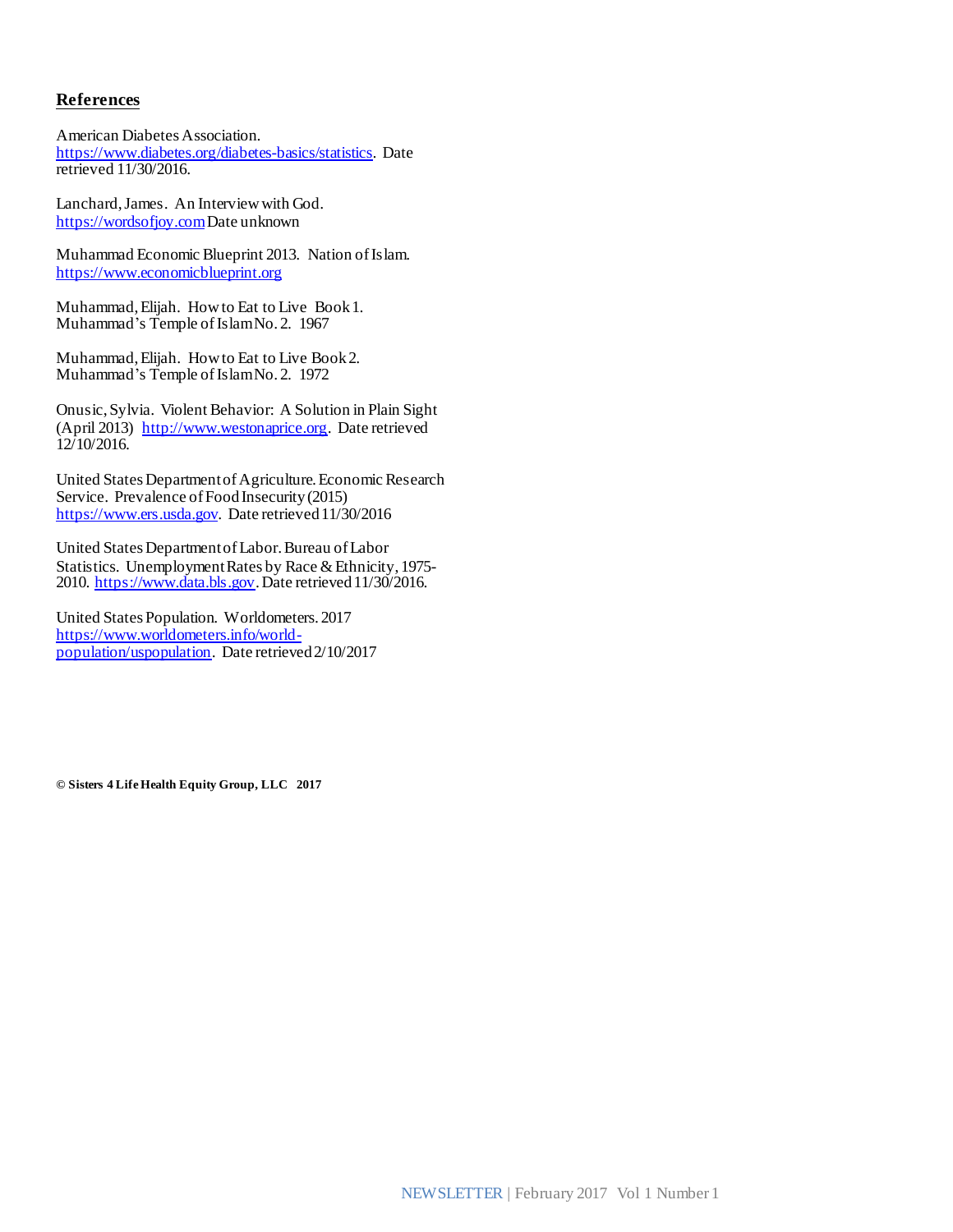## References

American Diabetes Association. https://www.diabetes.org/diabetes-basics/statistics. Date retrieved 11/30/2016.

Lanchard, James. An Interview with God. https://wordsofjoy.com Date unknown

Muhammad Economic Blueprint 2013. Nation of Islam. https://www.economicblueprint.org

Muhammad, Elijah. How to Eat to Live Book 1. Muhammad's Temple of Islam No. 2. 1967

Muhammad, Elijah. How to Eat to Live Book 2. Muhammad's Temple of Islam No. 2. 1972

Onusic, Sylvia. Violent Behavior: A Solution in Plain Sight (April 2013) http://www.westonaprice.org. Date retrieved 12/10/2016.

United States Department of Agriculture. Economic Research Service. Prevalence of Food Insecurity (2015) https://www.ers.usda.gov. Date retrieved 11/30/2016

United States Department of Labor. Bureau of Labor Statistics. Unemployment Rates by Race & Ethnicity, 1975-2010. https://www.data.bls.gov. Date retrieved 11/30/2016.

United States Population. Worldometers. 2017 https://www.worldometers.info/world-population/uspopulation. Date retrieved 2/10/2017

**© Sisters 4 Life Health Equity Group, LLC 2017**